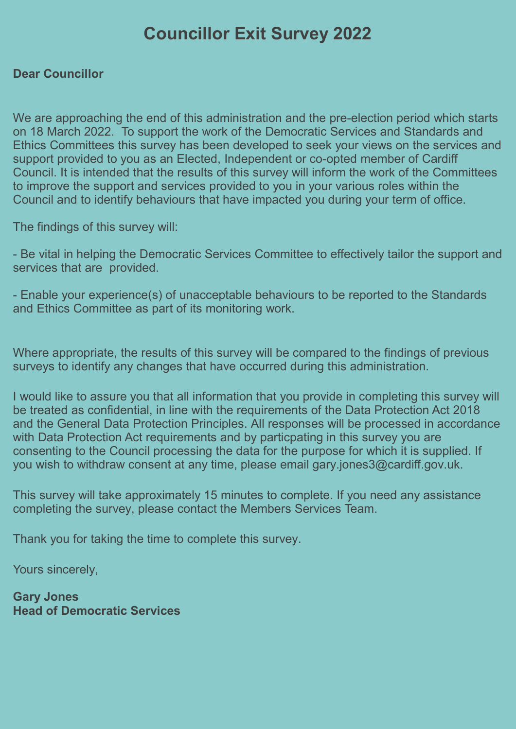# Councillor Exit Survey 2022

**Dear Councillor**

We are approaching the end of this administration and the pre-election period which starts on 18 March 2022. To support the work of the Democratic Services and Standards and Ethics Committees this survey has been developed to seek your views on the services and support provided to you as an Elected, Independent or co-opted member of Cardiff Council. It is intended that the results of this survey will inform the work of the Committees to improve the support and services provided to you in your various roles within the Council and to identify behaviours that have impacted you during your term of office.

The findings of this survey will:

- Be vital in helping the Democratic Services Committee to effectively tailor the support and services that are provided.

- Enable your experience(s) of unacceptable behaviours to be reported to the Standards and Ethics Committee as part of its monitoring work.

Where appropriate, the results of this survey will be compared to the findings of previous surveys to identify any changes that have occurred during this administration.

I would like to assure you that all information that you provide in completing this survey will be treated as confidential, in line with the requirements of the Data Protection Act 2018 and the General Data Protection Principles. All responses will be processed in accordance with Data Protection Act requirements and by particpating in this survey you are consenting to the Council processing the data for the purpose for which it is supplied. If you wish to withdraw consent at any time, please email gary.jones3@cardiff.gov.uk.

This survey will take approximately 15 minutes to complete. If you need any assistance completing the survey, please contact the Members Services Team.

Thank you for taking the time to complete this survey.

Yours sincerely,

**Gary Jones**
**Head of Democratic Services**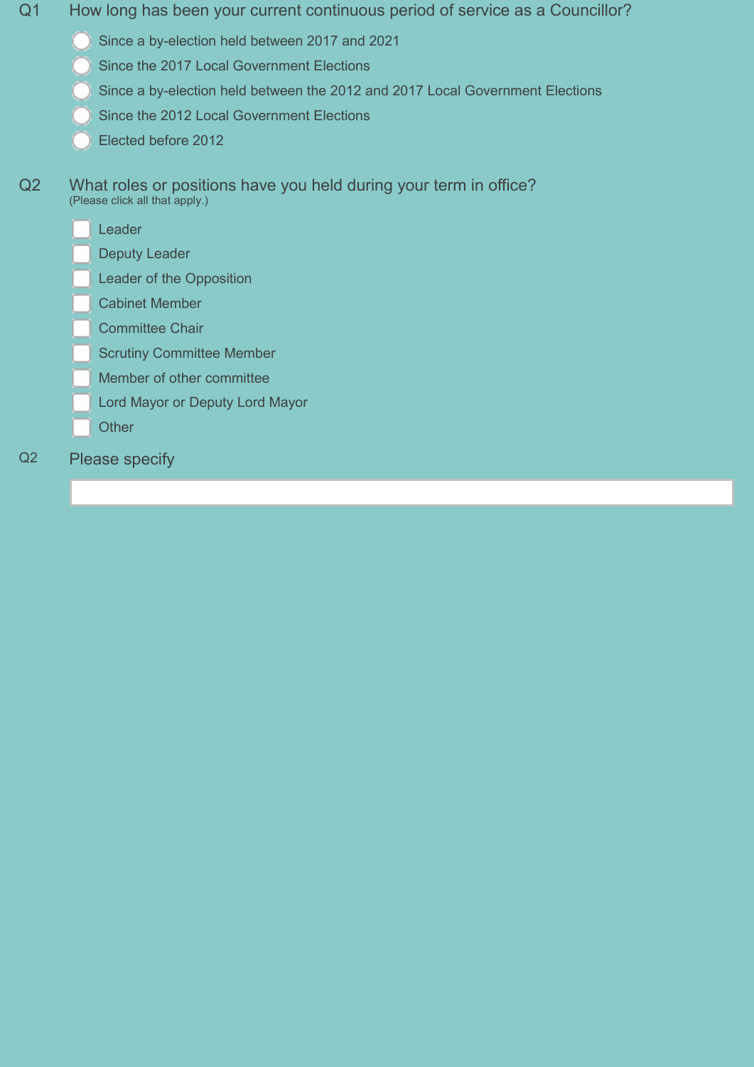Q1 How long has been your current continuous period of service as a Councillor?

- ◯ Since a by-election held between 2017 and 2021
- ◯ Since the 2017 Local Government Elections
- ◯ Since a by-election held between the 2012 and 2017 Local Government Elections
- ◯ Since the 2012 Local Government Elections
- ◯ Elected before 2012

Q2 What roles or positions have you held during your term in office?
(Please click all that apply.)

- [ ] Leader
- [ ] Deputy Leader
- [ ] Leader of the Opposition
- [ ] Cabinet Member
- [ ] Committee Chair
- [ ] Scrutiny Committee Member
- [ ] Member of other committee
- [ ] Lord Mayor or Deputy Lord Mayor
- [ ] Other

Q2 Please specify

_______________________________________________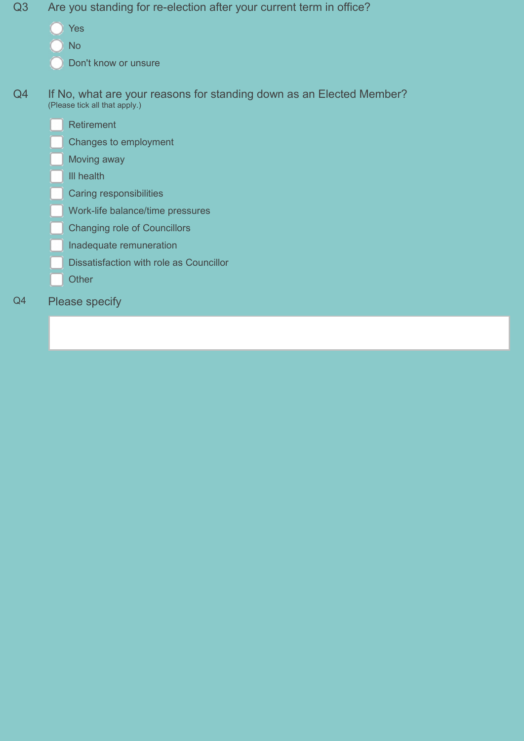**Q3** Are you standing for re-election after your current term in office?

- ○ Yes
- ○ No
- ○ Don't know or unsure

**Q4** If No, what are your reasons for standing down as an Elected Member?
(Please tick all that apply.)

- ☐ Retirement
- ☐ Changes to employment
- ☐ Moving away
- ☐ Ill health
- ☐ Caring responsibilities
- ☐ Work-life balance/time pressures
- ☐ Changing role of Councillors
- ☐ Inadequate remuneration
- ☐ Dissatisfaction with role as Councillor
- ☐ Other

**Q4** Please specify

| |
|---|
| |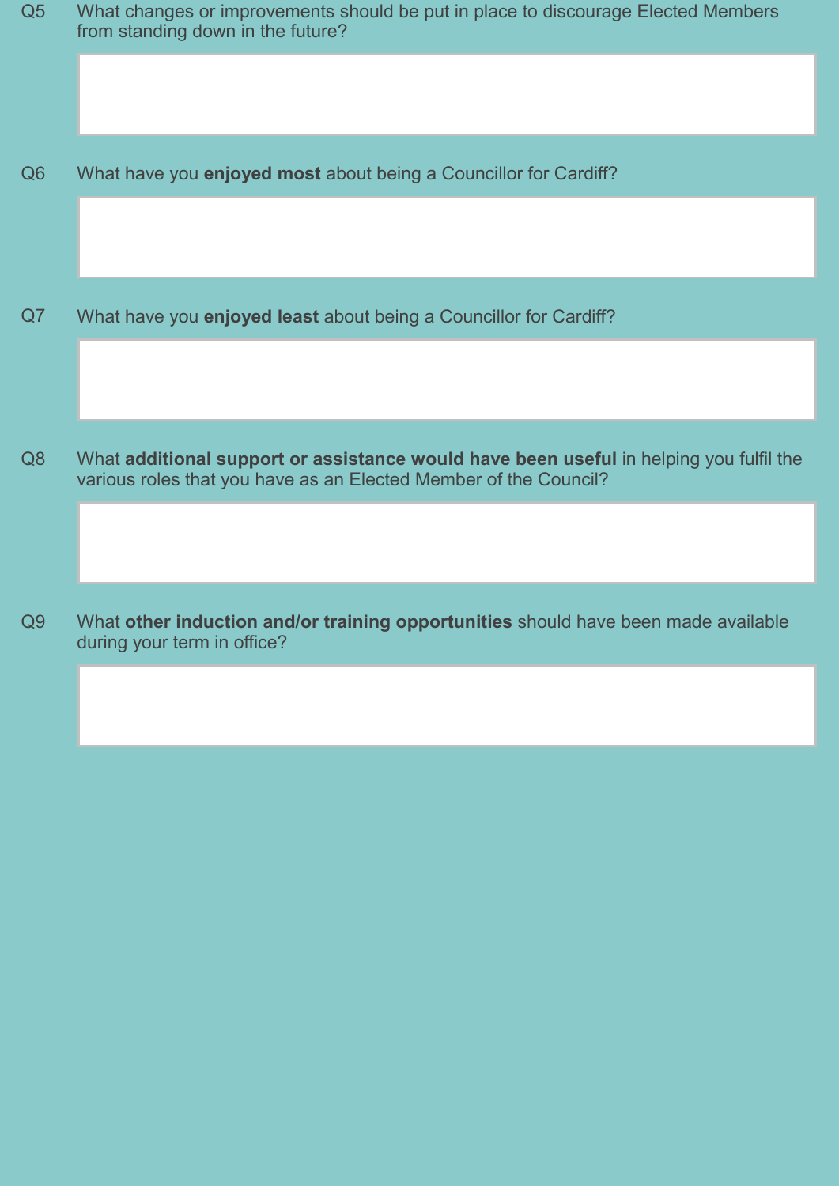Q5 What changes or improvements should be put in place to discourage Elected Members from standing down in the future?

Q6 What have you **enjoyed most** about being a Councillor for Cardiff?

Q7 What have you **enjoyed least** about being a Councillor for Cardiff?

Q8 What **additional support or assistance would have been useful** in helping you fulfil the various roles that you have as an Elected Member of the Council?

Q9 What **other induction and/or training opportunities** should have been made available during your term in office?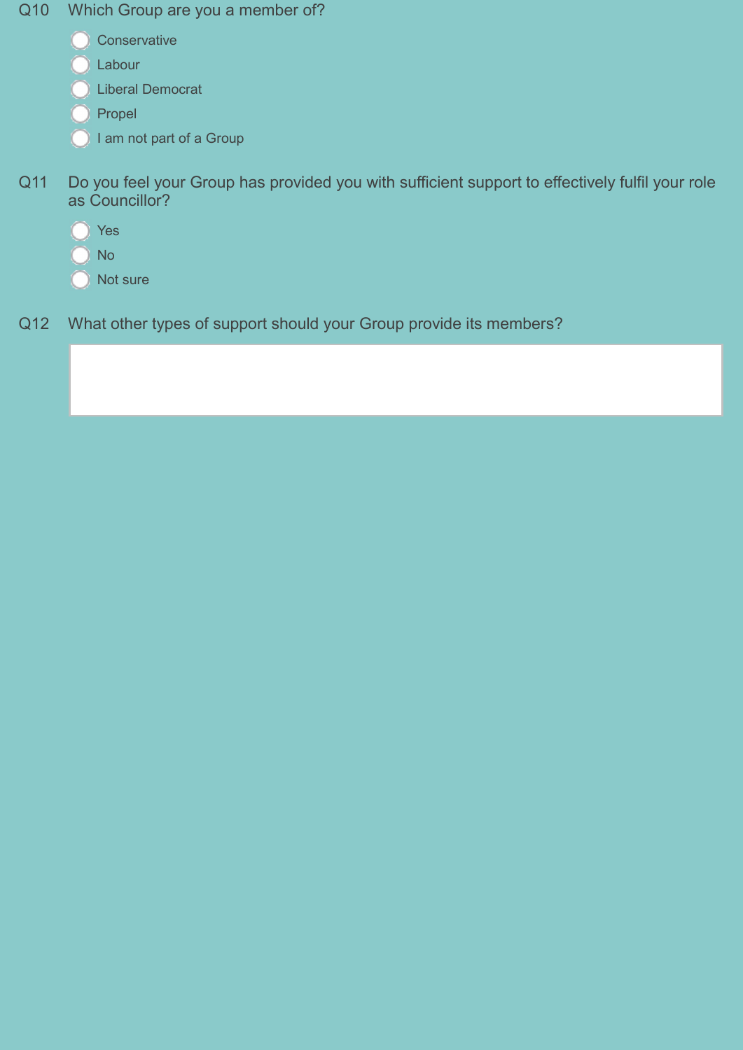Q10 Which Group are you a member of?

- ◯ Conservative
- ◯ Labour
- ◯ Liberal Democrat
- ◯ Propel
- ◯ I am not part of a Group

Q11 Do you feel your Group has provided you with sufficient support to effectively fulfil your role as Councillor?

- ◯ Yes
- ◯ No
- ◯ Not sure

Q12 What other types of support should your Group provide its members?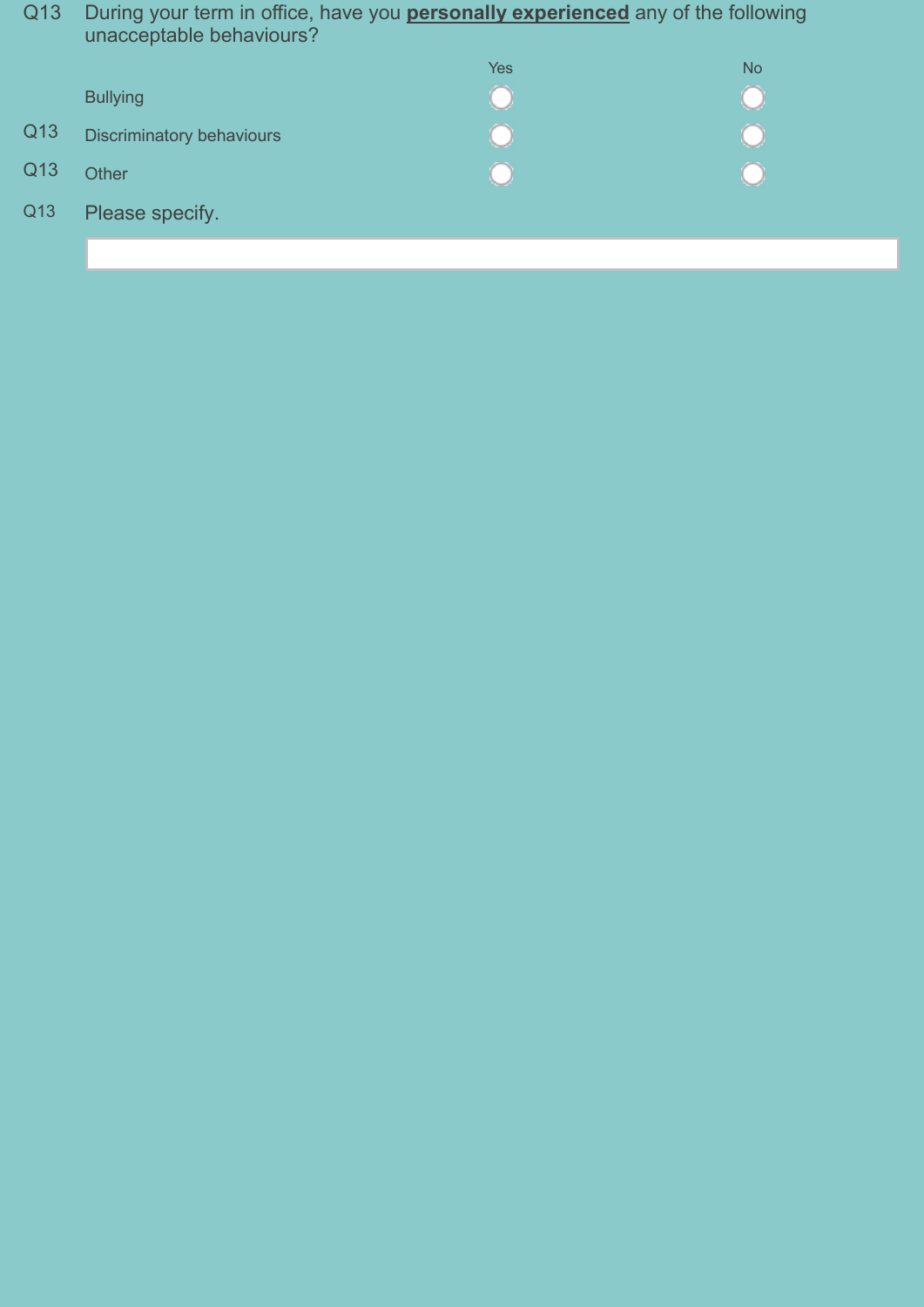Q13 During your term in office, have you **personally experienced** any of the following unacceptable behaviours?

| | | Yes | No |
|---|---|---|---|
| | Bullying | ○ | ○ |
| Q13 | Discriminatory behaviours | ○ | ○ |
| Q13 | Other | ○ | ○ |

Q13 Please specify.

\_\_\_\_\_\_\_\_\_\_\_\_\_\_\_\_\_\_\_\_\_\_\_\_\_\_\_\_\_\_\_\_\_\_\_\_\_\_\_\_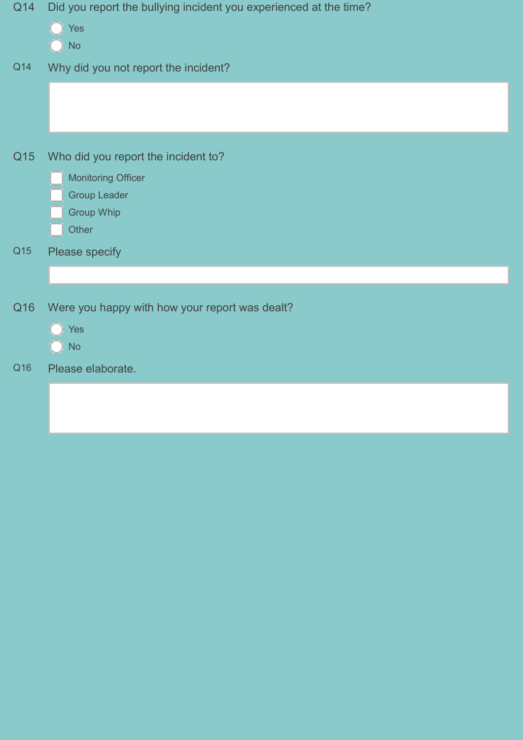**Q14** Did you report the bullying incident you experienced at the time?

- ( ) Yes
- ( ) No

**Q14** Why did you not report the incident?

______________________________

**Q15** Who did you report the incident to?

- [ ] Monitoring Officer
- [ ] Group Leader
- [ ] Group Whip
- [ ] Other

**Q15** Please specify

______________________________

**Q16** Were you happy with how your report was dealt?

- ( ) Yes
- ( ) No

**Q16** Please elaborate.

______________________________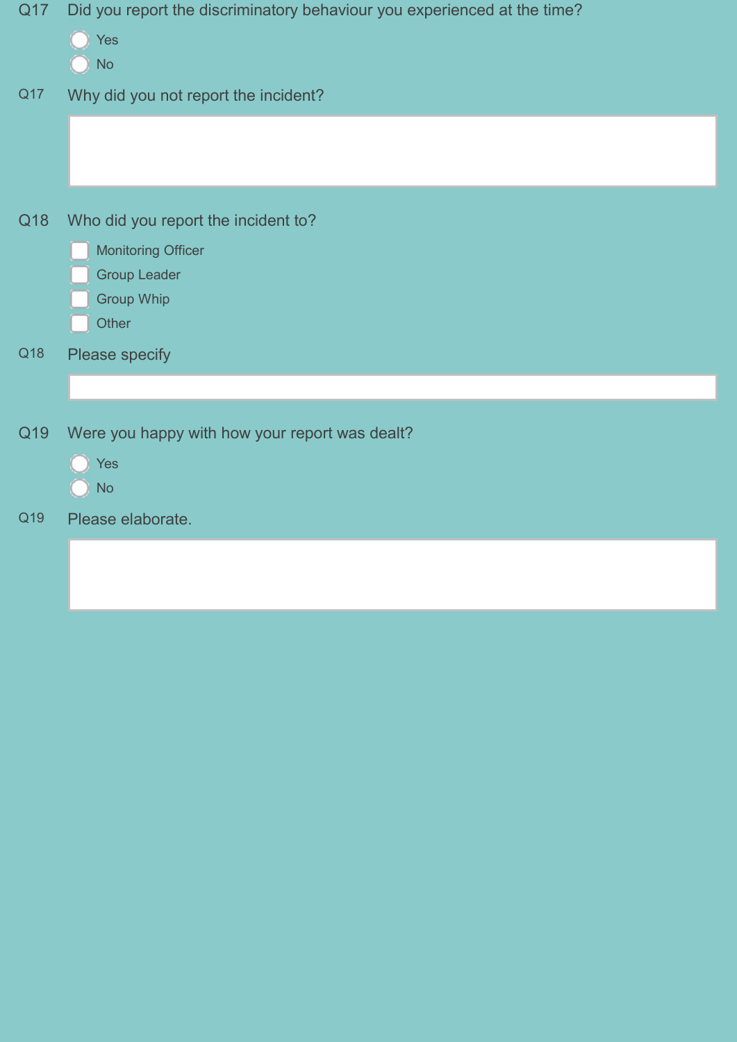Q17 Did you report the discriminatory behaviour you experienced at the time?

- ( ) Yes
- ( ) No

Q17 Why did you not report the incident?

Q18 Who did you report the incident to?

- [ ] Monitoring Officer
- [ ] Group Leader
- [ ] Group Whip
- [ ] Other

Q18 Please specify

Q19 Were you happy with how your report was dealt?

- ( ) Yes
- ( ) No

Q19 Please elaborate.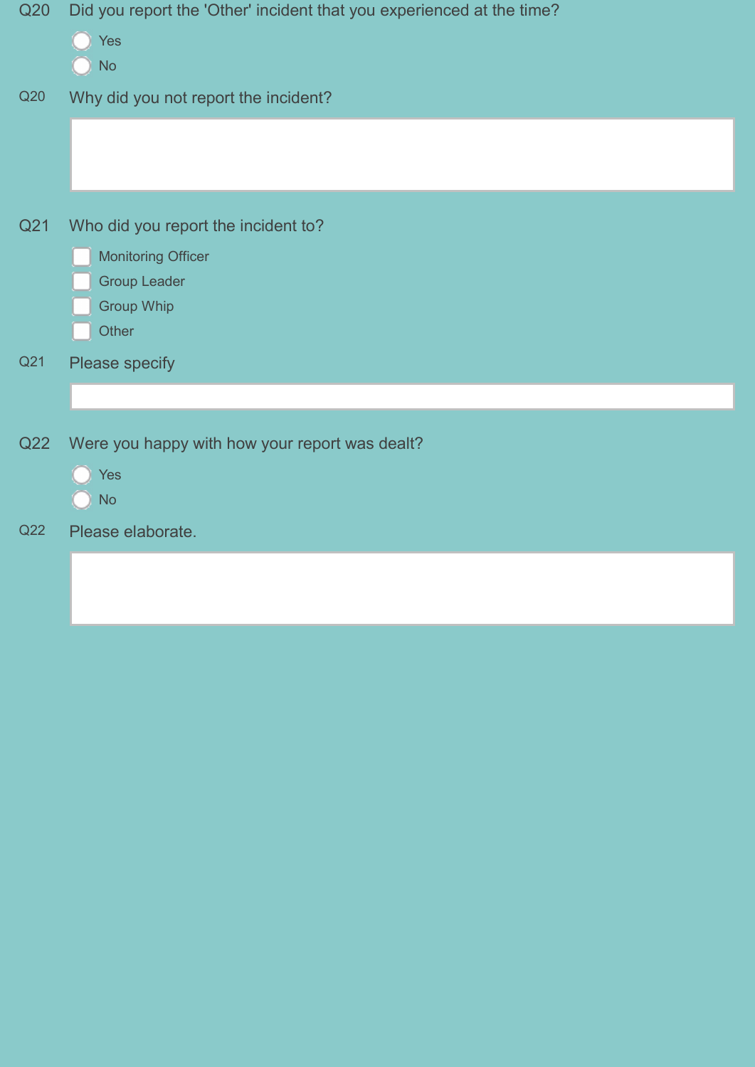**Q20** Did you report the 'Other' incident that you experienced at the time?

- ◯ Yes
- ◯ No

**Q20** Why did you not report the incident?

&nbsp;

**Q21** Who did you report the incident to?

- ☐ Monitoring Officer
- ☐ Group Leader
- ☐ Group Whip
- ☐ Other

**Q21** Please specify

&nbsp;

**Q22** Were you happy with how your report was dealt?

- ◯ Yes
- ◯ No

**Q22** Please elaborate.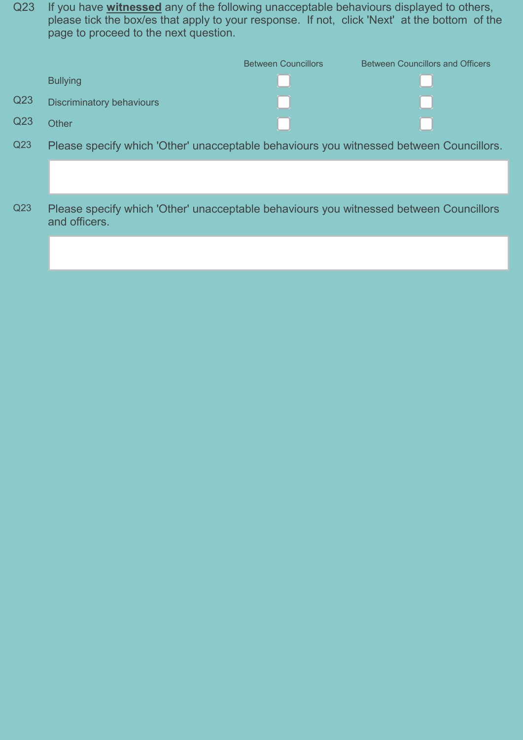Q23 If you have **witnessed** any of the following unacceptable behaviours displayed to others, please tick the box/es that apply to your response. If not, click 'Next' at the bottom of the page to proceed to the next question.

| | | Between Councillors | Between Councillors and Officers |
|---|---|---|---|
| | Bullying | ☐ | ☐ |
| Q23 | Discriminatory behaviours | ☐ | ☐ |
| Q23 | Other | ☐ | ☐ |

Q23 Please specify which 'Other' unacceptable behaviours you witnessed between Councillors.

Q23 Please specify which 'Other' unacceptable behaviours you witnessed between Councillors and officers.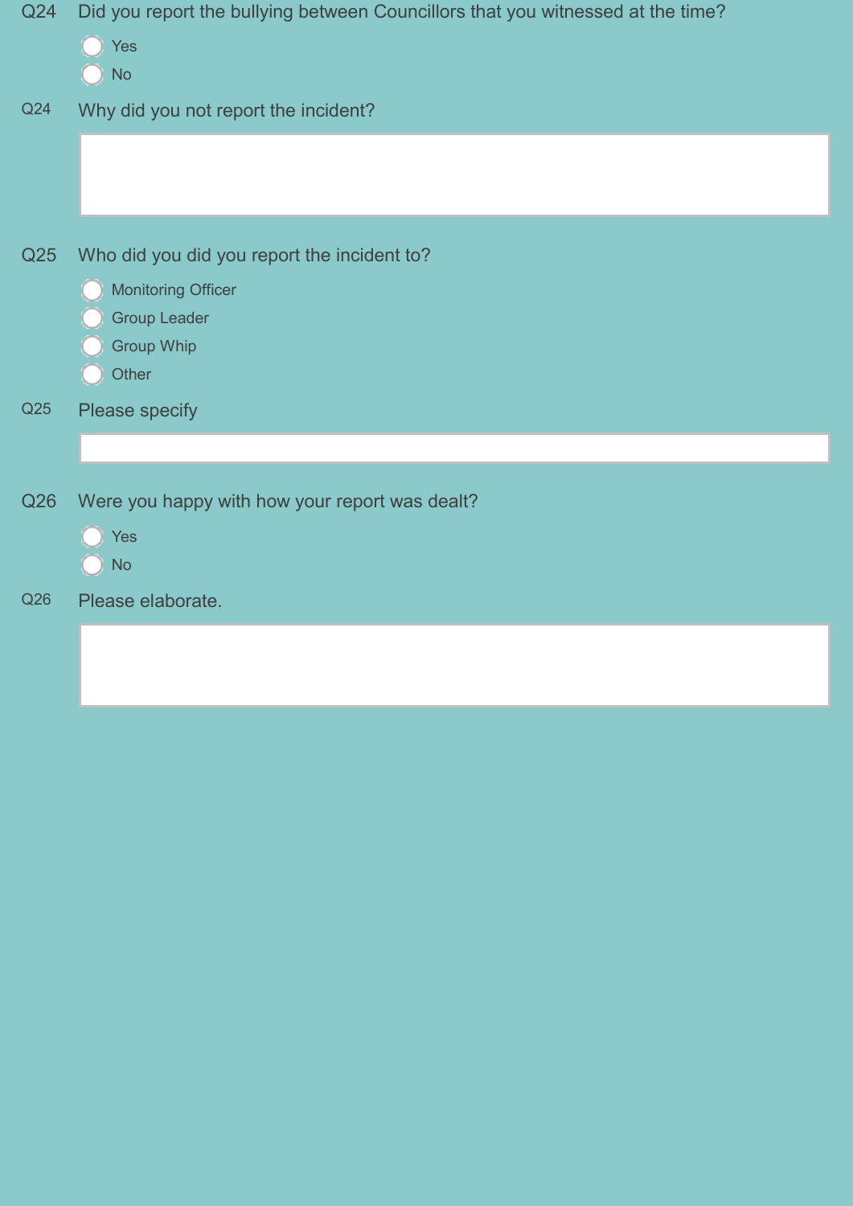**Q24** Did you report the bullying between Councillors that you witnessed at the time?

- ○ Yes
- ○ No

**Q24** Why did you not report the incident?

&nbsp;

**Q25** Who did you did you report the incident to?

- ○ Monitoring Officer
- ○ Group Leader
- ○ Group Whip
- ○ Other

**Q25** Please specify

&nbsp;

**Q26** Were you happy with how your report was dealt?

- ○ Yes
- ○ No

**Q26** Please elaborate.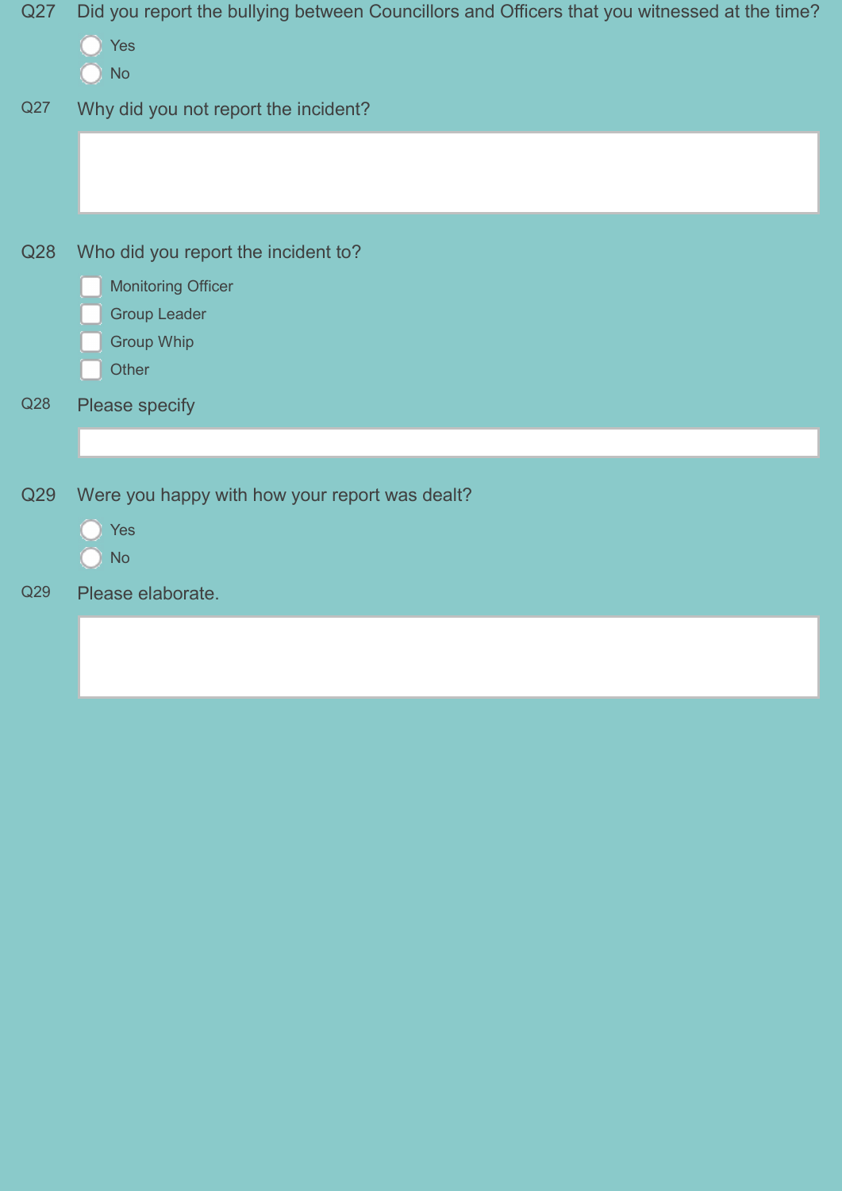**Q27** Did you report the bullying between Councillors and Officers that you witnessed at the time?

- ○ Yes
- ○ No

**Q27** Why did you not report the incident?

**Q28** Who did you report the incident to?

- ☐ Monitoring Officer
- ☐ Group Leader
- ☐ Group Whip
- ☐ Other

**Q28** Please specify

**Q29** Were you happy with how your report was dealt?

- ○ Yes
- ○ No

**Q29** Please elaborate.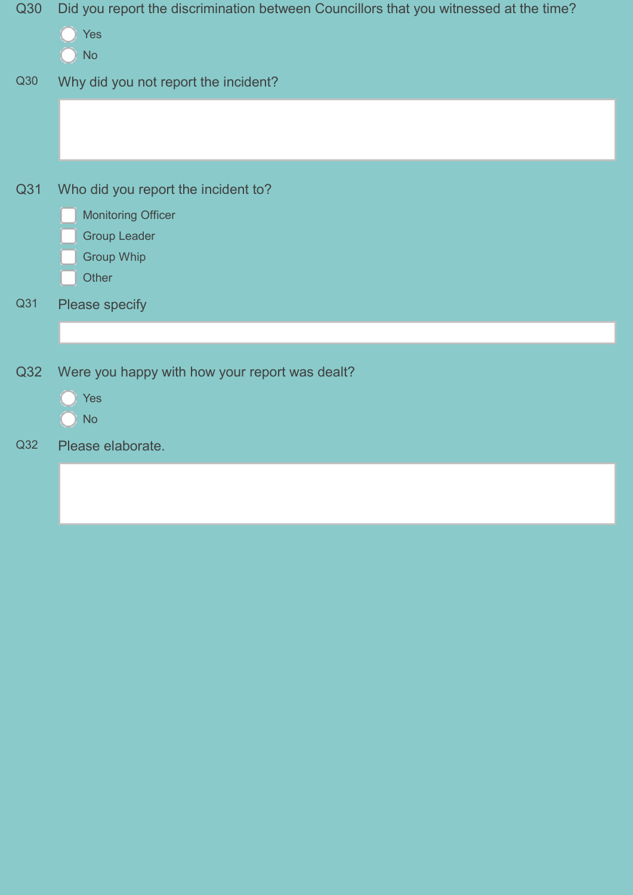Q30 Did you report the discrimination between Councillors that you witnessed at the time?

- ○ Yes
- ○ No

Q30 Why did you not report the incident?

&nbsp;

Q31 Who did you report the incident to?

- ☐ Monitoring Officer
- ☐ Group Leader
- ☐ Group Whip
- ☐ Other

Q31 Please specify

&nbsp;

Q32 Were you happy with how your report was dealt?

- ○ Yes
- ○ No

Q32 Please elaborate.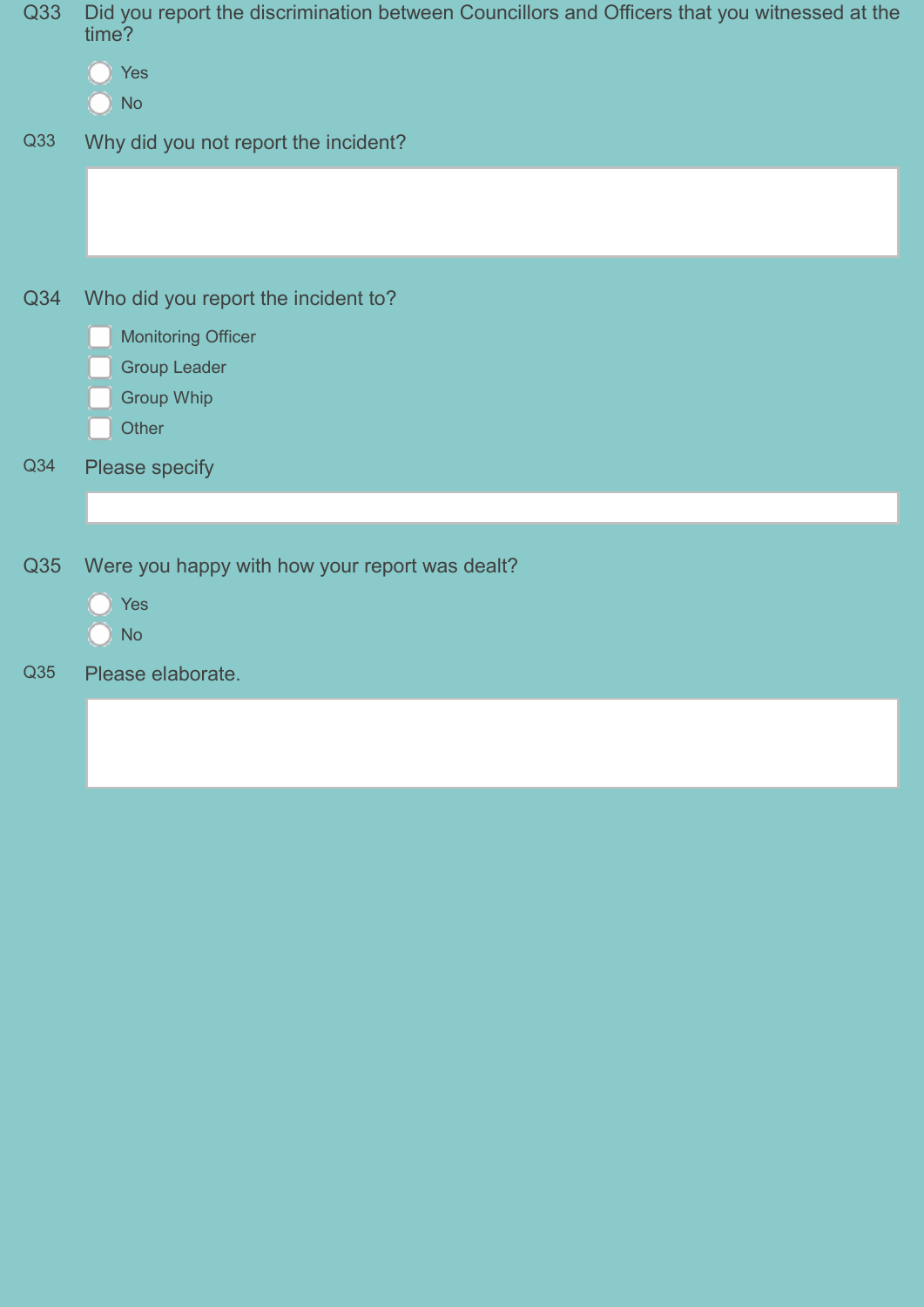**Q33** Did you report the discrimination between Councillors and Officers that you witnessed at the time?

- ○ Yes
- ○ No

**Q33** Why did you not report the incident?

&nbsp;

**Q34** Who did you report the incident to?

- ☐ Monitoring Officer
- ☐ Group Leader
- ☐ Group Whip
- ☐ Other

**Q34** Please specify

&nbsp;

**Q35** Were you happy with how your report was dealt?

- ○ Yes
- ○ No

**Q35** Please elaborate.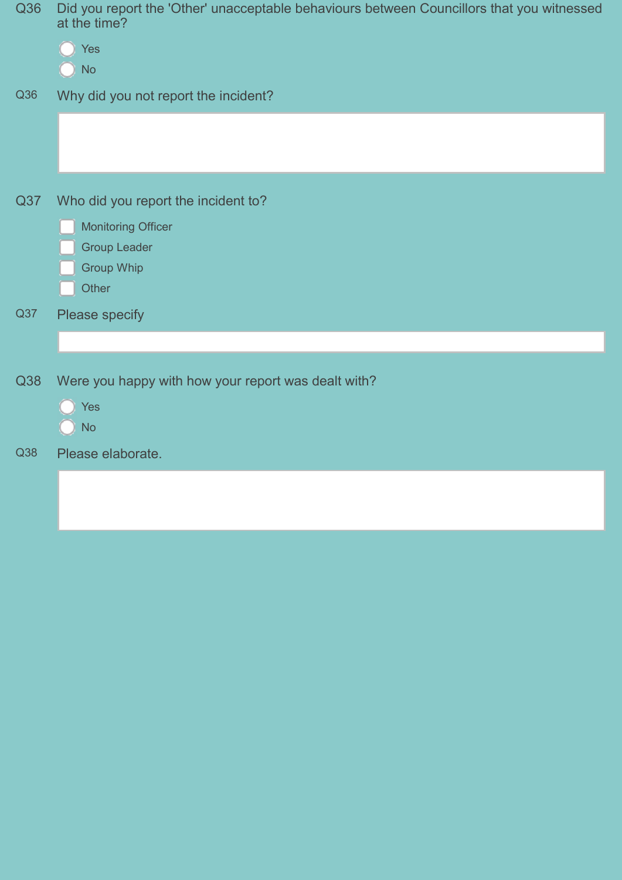Q36 Did you report the 'Other' unacceptable behaviours between Councillors that you witnessed at the time?

- ○ Yes
- ○ No

Q36 Why did you not report the incident?

Q37 Who did you report the incident to?

- ☐ Monitoring Officer
- ☐ Group Leader
- ☐ Group Whip
- ☐ Other

Q37 Please specify

Q38 Were you happy with how your report was dealt with?

- ○ Yes
- ○ No

Q38 Please elaborate.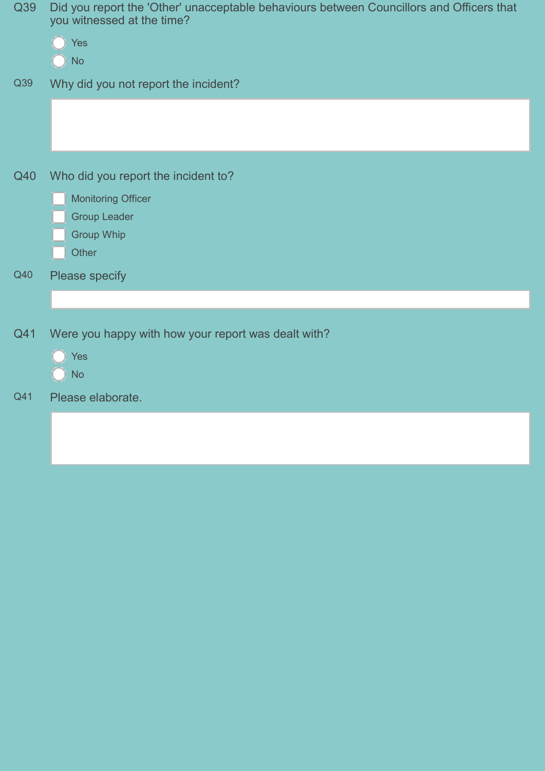Q39 Did you report the 'Other' unacceptable behaviours between Councillors and Officers that you witnessed at the time?

- ◯ Yes
- ◯ No

Q39 Why did you not report the incident?

[ ]

Q40 Who did you report the incident to?

- ☐ Monitoring Officer
- ☐ Group Leader
- ☐ Group Whip
- ☐ Other

Q40 Please specify

[ ]

Q41 Were you happy with how your report was dealt with?

- ◯ Yes
- ◯ No

Q41 Please elaborate.

[ ]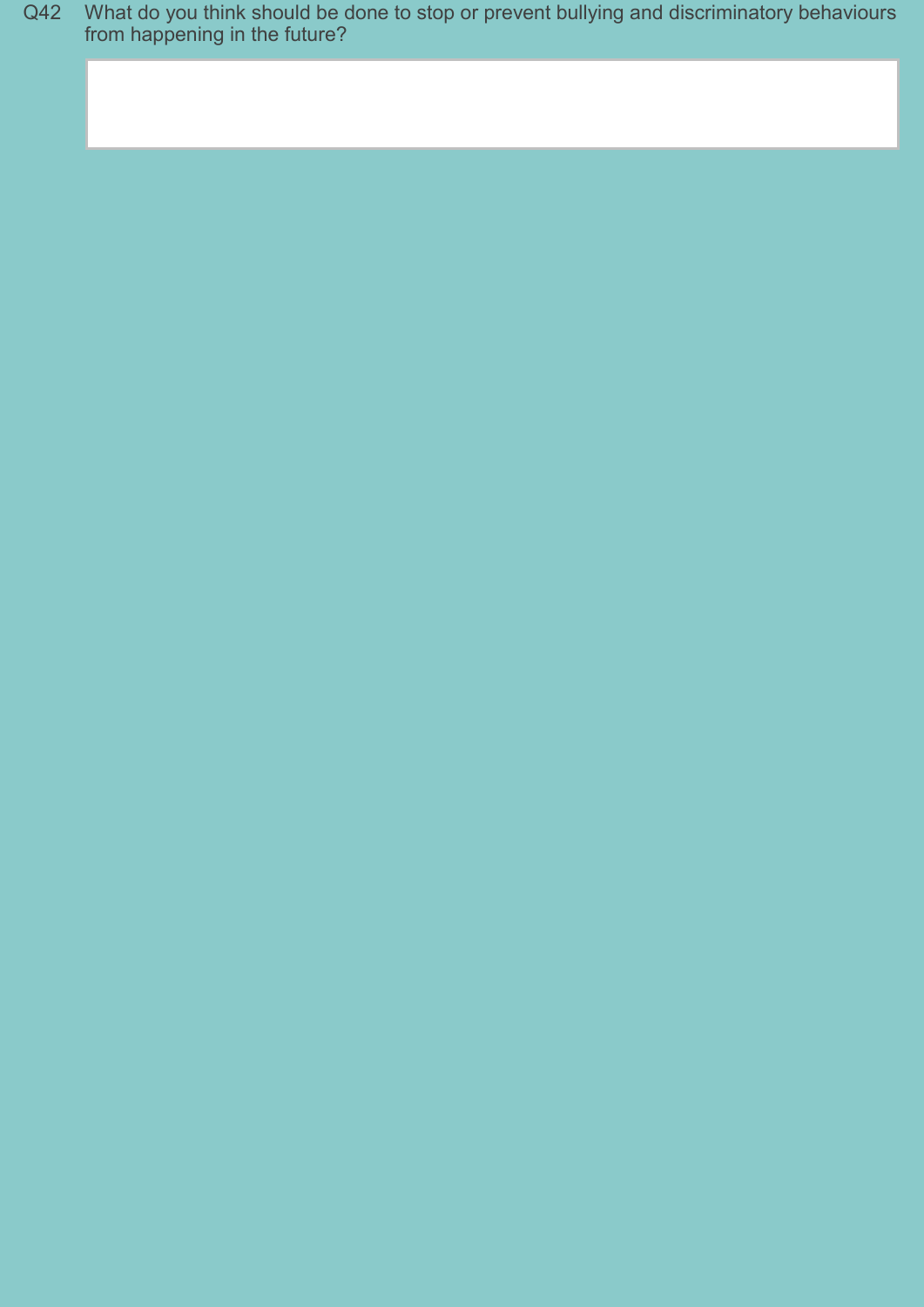Q42 What do you think should be done to stop or prevent bullying and discriminatory behaviours from happening in the future?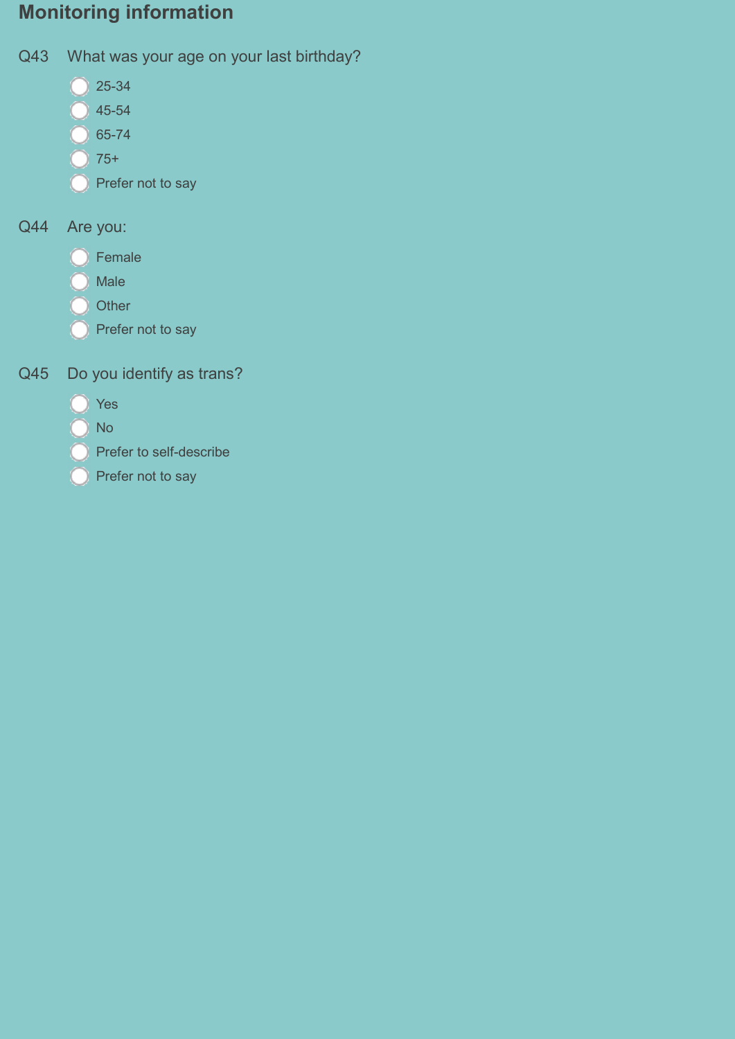## Monitoring information

**Q43** What was your age on your last birthday?

- ◯ 25-34
- ◯ 45-54
- ◯ 65-74
- ◯ 75+
- ◯ Prefer not to say

**Q44** Are you:

- ◯ Female
- ◯ Male
- ◯ Other
- ◯ Prefer not to say

**Q45** Do you identify as trans?

- ◯ Yes
- ◯ No
- ◯ Prefer to self-describe
- ◯ Prefer not to say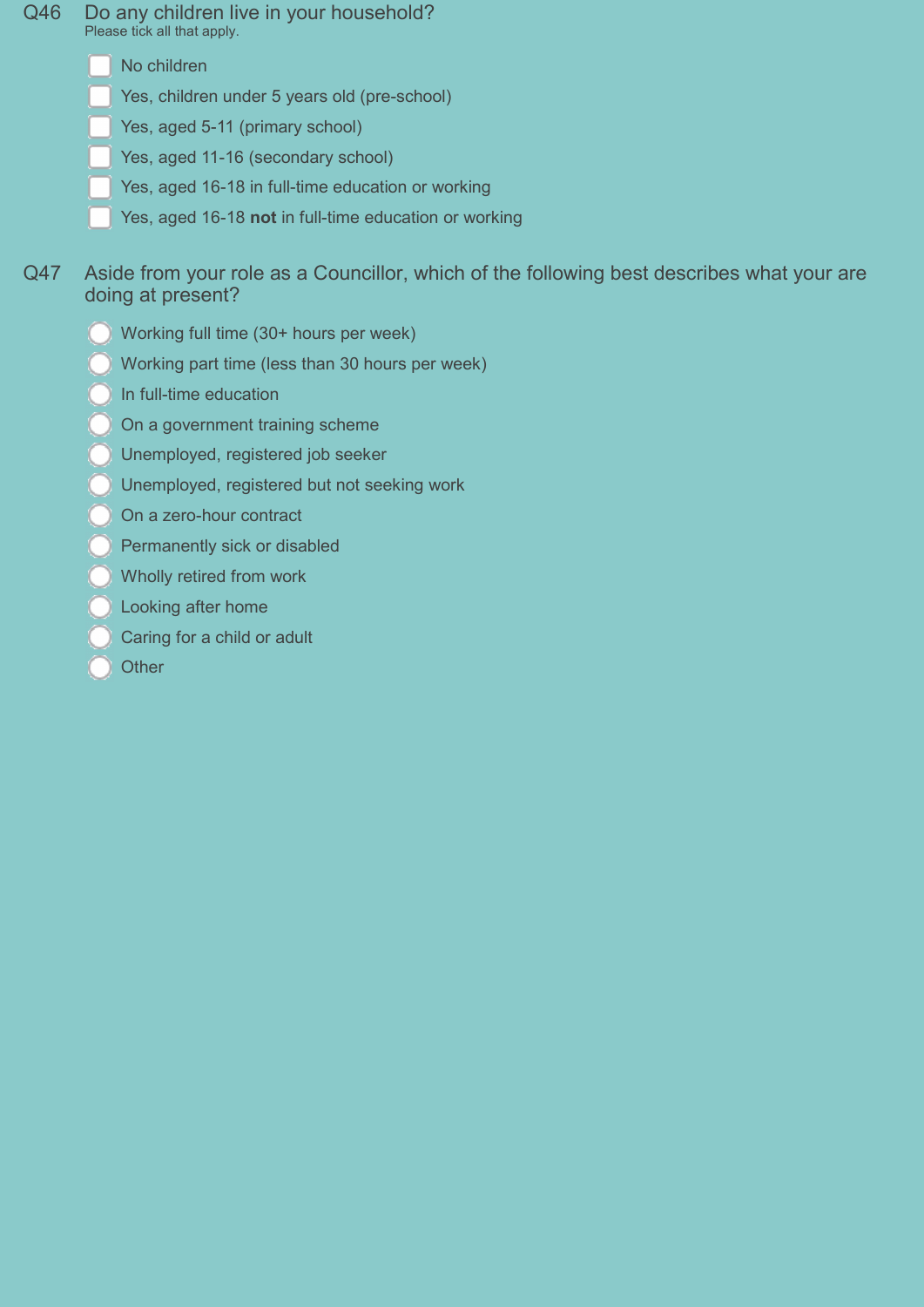**Q46** Do any children live in your household?

Please tick all that apply.

- ☐ No children
- ☐ Yes, children under 5 years old (pre-school)
- ☐ Yes, aged 5-11 (primary school)
- ☐ Yes, aged 11-16 (secondary school)
- ☐ Yes, aged 16-18 in full-time education or working
- ☐ Yes, aged 16-18 **not** in full-time education or working

**Q47** Aside from your role as a Councillor, which of the following best describes what your are doing at present?

- ○ Working full time (30+ hours per week)
- ○ Working part time (less than 30 hours per week)
- ○ In full-time education
- ○ On a government training scheme
- ○ Unemployed, registered job seeker
- ○ Unemployed, registered but not seeking work
- ○ On a zero-hour contract
- ○ Permanently sick or disabled
- ○ Wholly retired from work
- ○ Looking after home
- ○ Caring for a child or adult
- ○ Other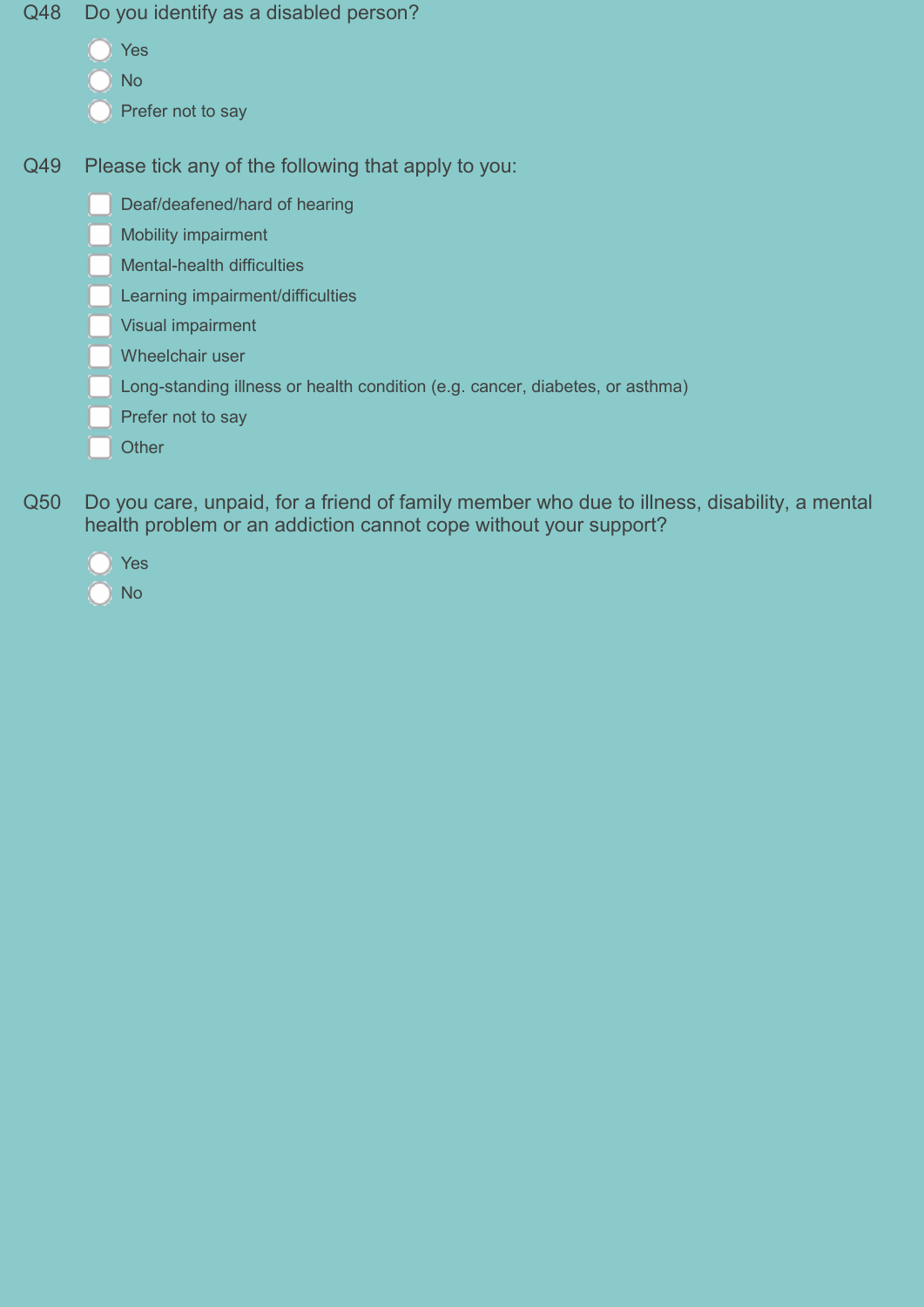Q48 Do you identify as a disabled person?

- ◯ Yes
- ◯ No
- ◯ Prefer not to say

Q49 Please tick any of the following that apply to you:

- ☐ Deaf/deafened/hard of hearing
- ☐ Mobility impairment
- ☐ Mental-health difficulties
- ☐ Learning impairment/difficulties
- ☐ Visual impairment
- ☐ Wheelchair user
- ☐ Long-standing illness or health condition (e.g. cancer, diabetes, or asthma)
- ☐ Prefer not to say
- ☐ Other

Q50 Do you care, unpaid, for a friend of family member who due to illness, disability, a mental health problem or an addiction cannot cope without your support?

- ◯ Yes
- ◯ No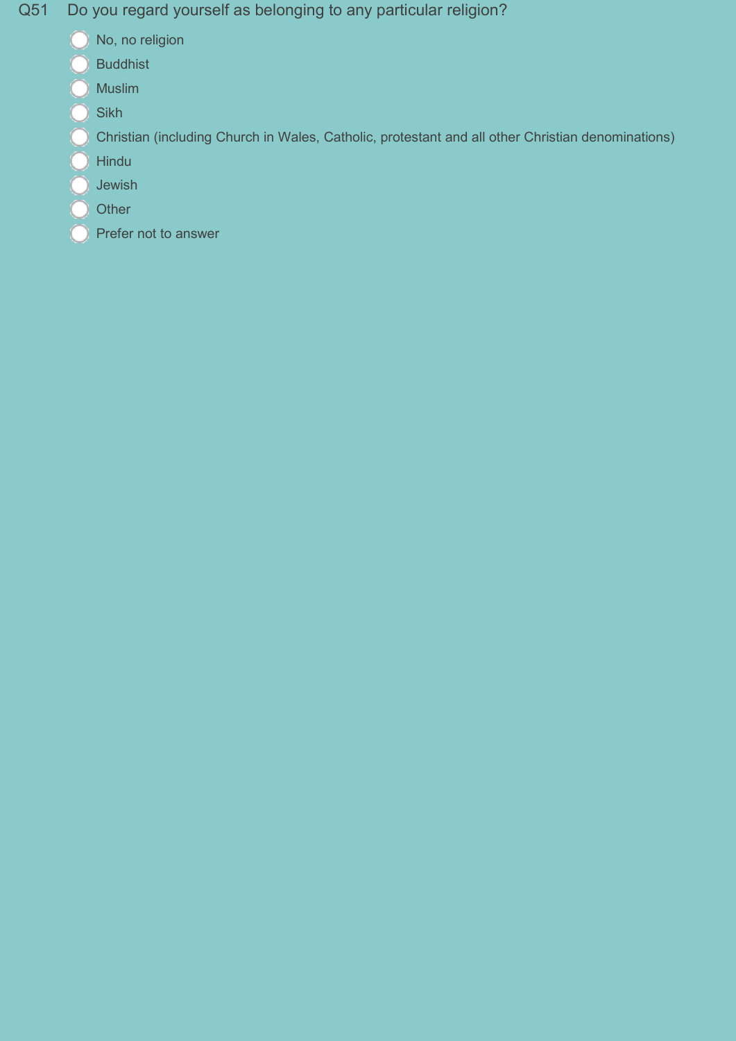Q51 Do you regard yourself as belonging to any particular religion?

- No, no religion
- Buddhist
- Muslim
- Sikh
- Christian (including Church in Wales, Catholic, protestant and all other Christian denominations)
- Hindu
- Jewish
- Other
- Prefer not to answer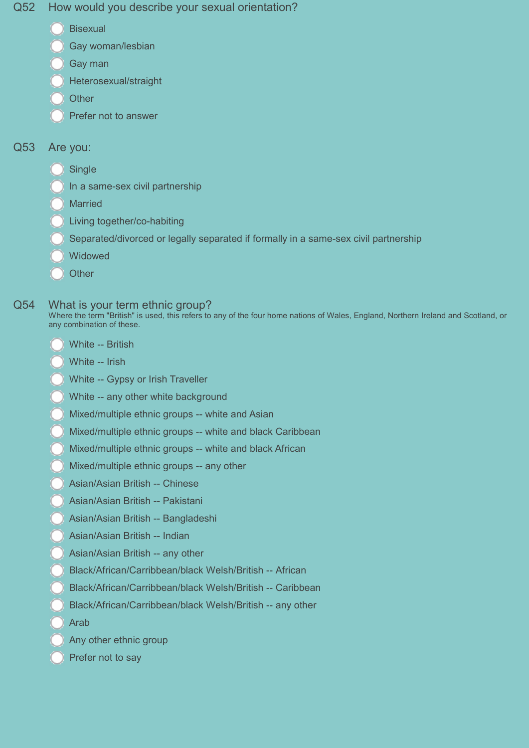Q52 How would you describe your sexual orientation?

- Bisexual
- Gay woman/lesbian
- Gay man
- Heterosexual/straight
- Other
- Prefer not to answer

Q53 Are you:

- Single
- In a same-sex civil partnership
- Married
- Living together/co-habiting
- Separated/divorced or legally separated if formally in a same-sex civil partnership
- Widowed
- Other

Q54 What is your term ethnic group?

Where the term "British" is used, this refers to any of the four home nations of Wales, England, Northern Ireland and Scotland, or any combination of these.

- White -- British
- White -- Irish
- White -- Gypsy or Irish Traveller
- White -- any other white background
- Mixed/multiple ethnic groups -- white and Asian
- Mixed/multiple ethnic groups -- white and black Caribbean
- Mixed/multiple ethnic groups -- white and black African
- Mixed/multiple ethnic groups -- any other
- Asian/Asian British -- Chinese
- Asian/Asian British -- Pakistani
- Asian/Asian British -- Bangladeshi
- Asian/Asian British -- Indian
- Asian/Asian British -- any other
- Black/African/Carribbean/black Welsh/British -- African
- Black/African/Carribbean/black Welsh/British -- Caribbean
- Black/African/Carribbean/black Welsh/British -- any other
- Arab
- Any other ethnic group
- Prefer not to say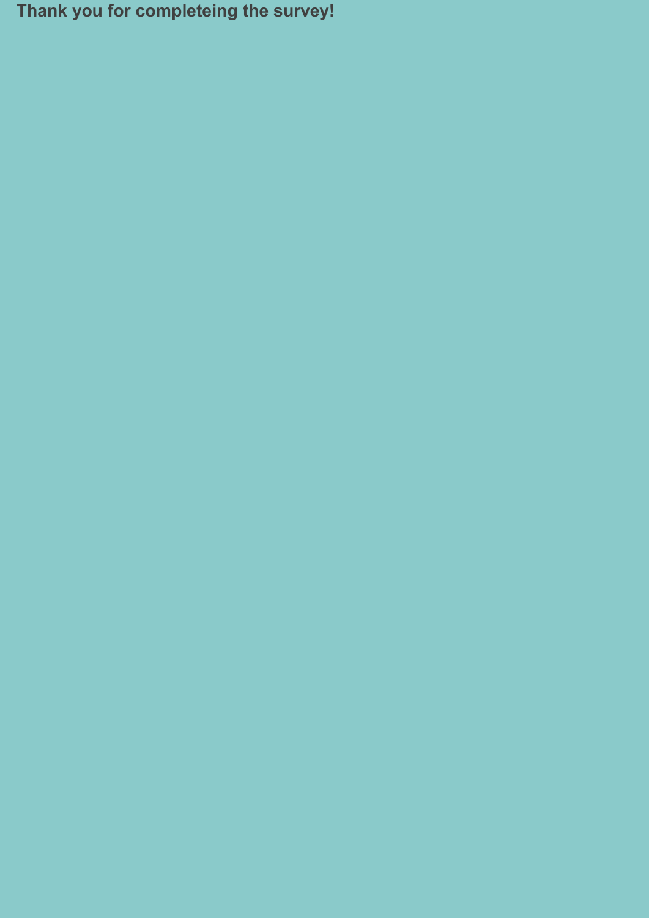**Thank you for completeing the survey!**